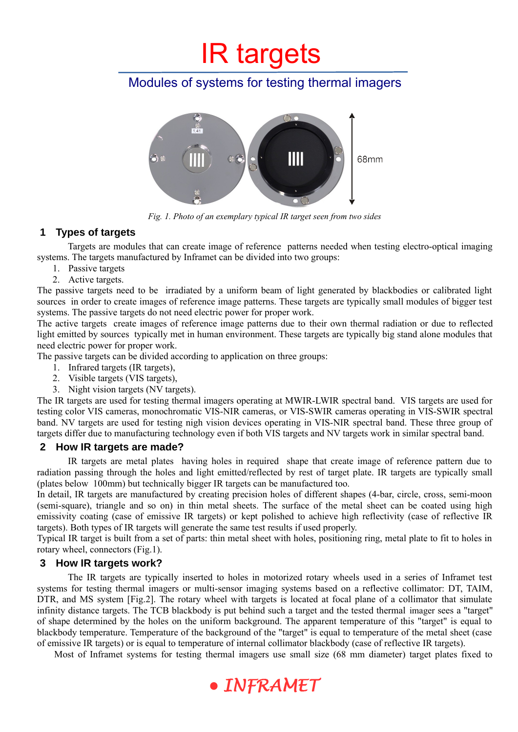# IR targets

## Modules of systems for testing thermal imagers

*Fig. 1. Photo of an exemplary typical IR target seen from two sides*

## 1 Types of targets

Targets are modules that can create image of reference patterns needed when testing electro-optical imaging systems. The targets manufactured by Inframet can be divided into two groups:

1. Passive targets
2. Active targets.

The passive targets need to be irradiated by a uniform beam of light generated by blackbodies or calibrated light sources in order to create images of reference image patterns. These targets are typically small modules of bigger test systems. The passive targets do not need electric power for proper work.

The active targets create images of reference image patterns due to their own thermal radiation or due to reflected light emitted by sources typically met in human environment. These targets are typically big stand alone modules that need electric power for proper work.

The passive targets can be divided according to application on three groups:

1. Infrared targets (IR targets),
2. Visible targets (VIS targets),
3. Night vision targets (NV targets).

The IR targets are used for testing thermal imagers operating at MWIR-LWIR spectral band. VIS targets are used for testing color VIS cameras, monochromatic VIS-NIR cameras, or VIS-SWIR cameras operating in VIS-SWIR spectral band. NV targets are used for testing nigh vision devices operating in VIS-NIR spectral band. These three group of targets differ due to manufacturing technology even if both VIS targets and NV targets work in similar spectral band.

## 2 How IR targets are made?

IR targets are metal plates having holes in required shape that create image of reference pattern due to radiation passing through the holes and light emitted/reflected by rest of target plate. IR targets are typically small (plates below 100mm) but technically bigger IR targets can be manufactured too.

In detail, IR targets are manufactured by creating precision holes of different shapes (4-bar, circle, cross, semi-moon (semi-square), triangle and so on) in thin metal sheets. The surface of the metal sheet can be coated using high emissivity coating (case of emissive IR targets) or kept polished to achieve high reflectivity (case of reflective IR targets). Both types of IR targets will generate the same test results if used properly.

Typical IR target is built from a set of parts: thin metal sheet with holes, positioning ring, metal plate to fit to holes in rotary wheel, connectors (Fig.1).

## 3 How IR targets work?

The IR targets are typically inserted to holes in motorized rotary wheels used in a series of Inframet test systems for testing thermal imagers or multi-sensor imaging systems based on a reflective collimator: DT, TAIM, DTR, and MS system [Fig.2]. The rotary wheel with targets is located at focal plane of a collimator that simulate infinity distance targets. The TCB blackbody is put behind such a target and the tested thermal imager sees a "target" of shape determined by the holes on the uniform background. The apparent temperature of this "target" is equal to blackbody temperature. Temperature of the background of the "target" is equal to temperature of the metal sheet (case of emissive IR targets) or is equal to temperature of internal collimator blackbody (case of reflective IR targets).

Most of Inframet systems for testing thermal imagers use small size (68 mm diameter) target plates fixed to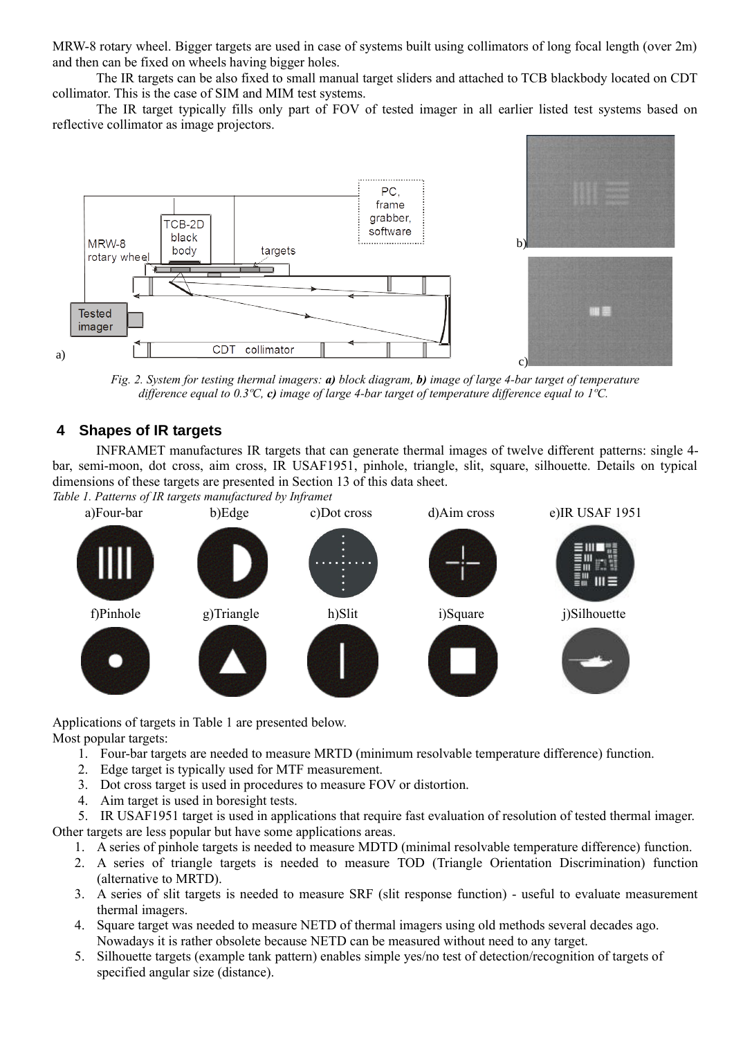MRW-8 rotary wheel. Bigger targets are used in case of systems built using collimators of long focal length (over 2m) and then can be fixed on wheels having bigger holes.

The IR targets can be also fixed to small manual target sliders and attached to TCB blackbody located on CDT collimator. This is the case of SIM and MIM test systems.

The IR target typically fills only part of FOV of tested imager in all earlier listed test systems based on reflective collimator as image projectors.

*Fig. 2. System for testing thermal imagers: **a)** block diagram, **b)** image of large 4-bar target of temperature difference equal to 0.3ºC, **c)** image of large 4-bar target of temperature difference equal to 1ºC.*

## 4 Shapes of IR targets

INFRAMET manufactures IR targets that can generate thermal images of twelve different patterns: single 4-bar, semi-moon, dot cross, aim cross, IR USAF1951, pinhole, triangle, slit, square, silhouette. Details on typical dimensions of these targets are presented in Section 13 of this data sheet.

*Table 1. Patterns of IR targets manufactured by Inframet*

| a)Four-bar | b)Edge | c)Dot cross | d)Aim cross | e)IR USAF 1951 |
|---|---|---|---|---|
| f)Pinhole | g)Triangle | h)Slit | i)Square | j)Silhouette |

Applications of targets in Table 1 are presented below.

Most popular targets:

1. Four-bar targets are needed to measure MRTD (minimum resolvable temperature difference) function.
2. Edge target is typically used for MTF measurement.
3. Dot cross target is used in procedures to measure FOV or distortion.
4. Aim target is used in boresight tests.
5. IR USAF1951 target is used in applications that require fast evaluation of resolution of tested thermal imager.

Other targets are less popular but have some applications areas.

1. A series of pinhole targets is needed to measure MDTD (minimal resolvable temperature difference) function.
2. A series of triangle targets is needed to measure TOD (Triangle Orientation Discrimination) function (alternative to MRTD).
3. A series of slit targets is needed to measure SRF (slit response function) - useful to evaluate measurement thermal imagers.
4. Square target was needed to measure NETD of thermal imagers using old methods several decades ago. Nowadays it is rather obsolete because NETD can be measured without need to any target.
5. Silhouette targets (example tank pattern) enables simple yes/no test of detection/recognition of targets of specified angular size (distance).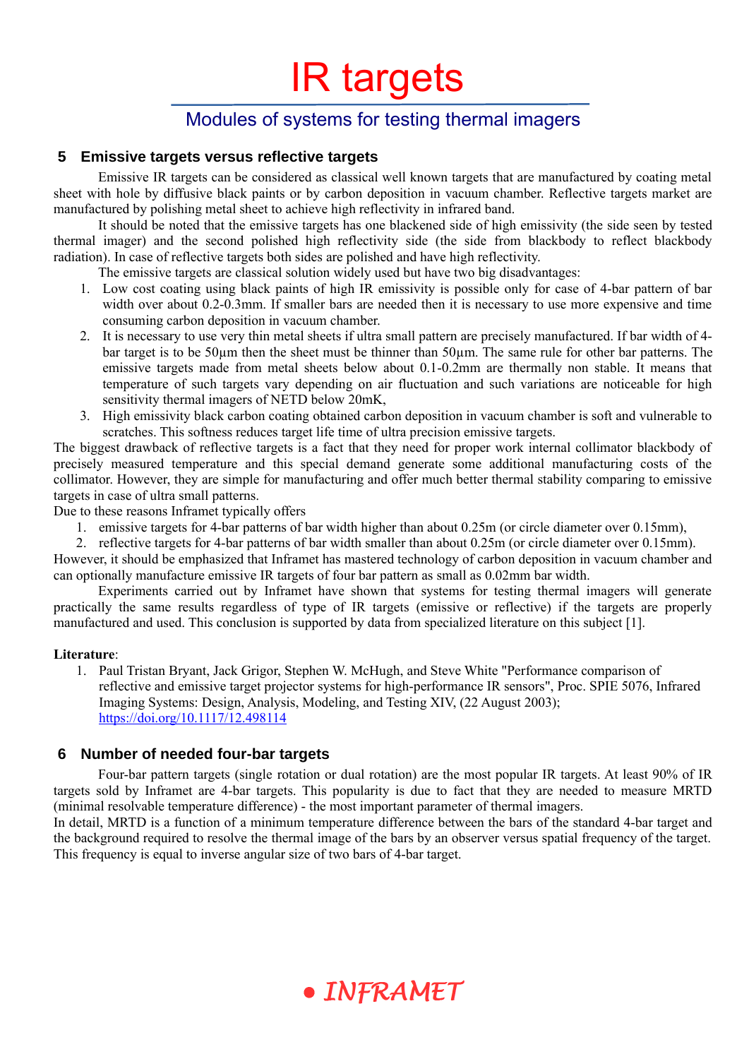## 5 Emissive targets versus reflective targets

Emissive IR targets can be considered as classical well known targets that are manufactured by coating metal sheet with hole by diffusive black paints or by carbon deposition in vacuum chamber. Reflective targets market are manufactured by polishing metal sheet to achieve high reflectivity in infrared band.

It should be noted that the emissive targets has one blackened side of high emissivity (the side seen by tested thermal imager) and the second polished high reflectivity side (the side from blackbody to reflect blackbody radiation). In case of reflective targets both sides are polished and have high reflectivity.

The emissive targets are classical solution widely used but have two big disadvantages:

1. Low cost coating using black paints of high IR emissivity is possible only for case of 4-bar pattern of bar width over about 0.2-0.3mm. If smaller bars are needed then it is necessary to use more expensive and time consuming carbon deposition in vacuum chamber.
2. It is necessary to use very thin metal sheets if ultra small pattern are precisely manufactured. If bar width of 4-bar target is to be 50µm then the sheet must be thinner than 50µm. The same rule for other bar patterns. The emissive targets made from metal sheets below about 0.1-0.2mm are thermally non stable. It means that temperature of such targets vary depending on air fluctuation and such variations are noticeable for high sensitivity thermal imagers of NETD below 20mK,
3. High emissivity black carbon coating obtained carbon deposition in vacuum chamber is soft and vulnerable to scratches. This softness reduces target life time of ultra precision emissive targets.

The biggest drawback of reflective targets is a fact that they need for proper work internal collimator blackbody of precisely measured temperature and this special demand generate some additional manufacturing costs of the collimator. However, they are simple for manufacturing and offer much better thermal stability comparing to emissive targets in case of ultra small patterns.

Due to these reasons Inframet typically offers

1. emissive targets for 4-bar patterns of bar width higher than about 0.25m (or circle diameter over 0.15mm),
2. reflective targets for 4-bar patterns of bar width smaller than about 0.25m (or circle diameter over 0.15mm).

However, it should be emphasized that Inframet has mastered technology of carbon deposition in vacuum chamber and can optionally manufacture emissive IR targets of four bar pattern as small as 0.02mm bar width.

Experiments carried out by Inframet have shown that systems for testing thermal imagers will generate practically the same results regardless of type of IR targets (emissive or reflective) if the targets are properly manufactured and used. This conclusion is supported by data from specialized literature on this subject [1].

**Literature**:

1. Paul Tristan Bryant, Jack Grigor, Stephen W. McHugh, and Steve White "Performance comparison of reflective and emissive target projector systems for high-performance IR sensors", Proc. SPIE 5076, Infrared Imaging Systems: Design, Analysis, Modeling, and Testing XIV, (22 August 2003); https://doi.org/10.1117/12.498114

## 6 Number of needed four-bar targets

Four-bar pattern targets (single rotation or dual rotation) are the most popular IR targets. At least 90% of IR targets sold by Inframet are 4-bar targets. This popularity is due to fact that they are needed to measure MRTD (minimal resolvable temperature difference) - the most important parameter of thermal imagers.

In detail, MRTD is a function of a minimum temperature difference between the bars of the standard 4-bar target and the background required to resolve the thermal image of the bars by an observer versus spatial frequency of the target. This frequency is equal to inverse angular size of two bars of 4-bar target.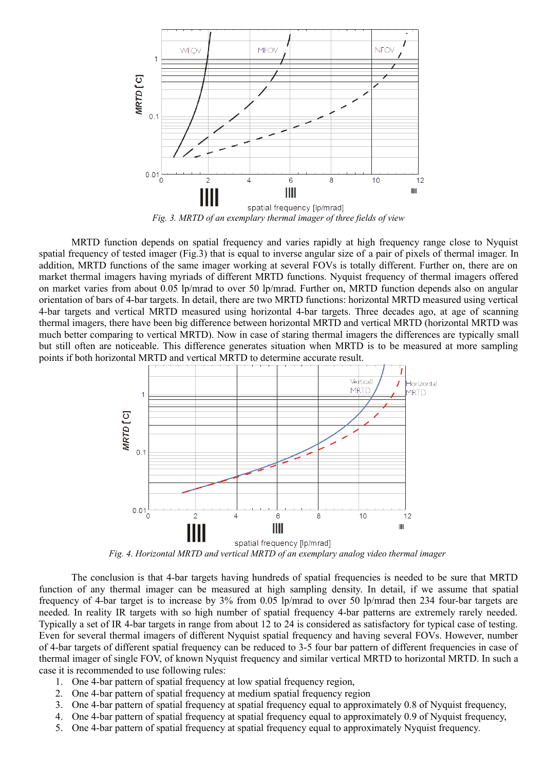*Fig. 3. MRTD of an exemplary thermal imager of three fields of view*

MRTD function depends on spatial frequency and varies rapidly at high frequency range close to Nyquist spatial frequency of tested imager (Fig.3) that is equal to inverse angular size of a pair of pixels of thermal imager. In addition, MRTD functions of the same imager working at several FOVs is totally different. Further on, there are on market thermal imagers having myriads of different MRTD functions. Nyquist frequency of thermal imagers offered on market varies from about 0.05 lp/mrad to over 50 lp/mrad. Further on, MRTD function depends also on angular orientation of bars of 4-bar targets. In detail, there are two MRTD functions: horizontal MRTD measured using vertical 4-bar targets and vertical MRTD measured using horizontal 4-bar targets. Three decades ago, at age of scanning thermal imagers, there have been big difference between horizontal MRTD and vertical MRTD (horizontal MRTD was much better comparing to vertical MRTD). Now in case of staring thermal imagers the differences are typically small but still often are noticeable. This difference generates situation when MRTD is to be measured at more sampling points if both horizontal MRTD and vertical MRTD to determine accurate result.

*Fig. 4. Horizontal MRTD and vertical MRTD of an exemplary analog video thermal imager*

The conclusion is that 4-bar targets having hundreds of spatial frequencies is needed to be sure that MRTD function of any thermal imager can be measured at high sampling density. In detail, if we assume that spatial frequency of 4-bar target is to increase by 3% from 0.05 lp/mrad to over 50 lp/mrad then 234 four-bar targets are needed. In reality IR targets with so high number of spatial frequency 4-bar patterns are extremely rarely needed. Typically a set of IR 4-bar targets in range from about 12 to 24 is considered as satisfactory for typical case of testing. Even for several thermal imagers of different Nyquist spatial frequency and having several FOVs. However, number of 4-bar targets of different spatial frequency can be reduced to 3-5 four bar pattern of different frequencies in case of thermal imager of single FOV, of known Nyquist frequency and similar vertical MRTD to horizontal MRTD. In such a case it is recommended to use following rules:

1. One 4-bar pattern of spatial frequency at low spatial frequency region,
2. One 4-bar pattern of spatial frequency at medium spatial frequency region
3. One 4-bar pattern of spatial frequency at spatial frequency equal to approximately 0.8 of Nyquist frequency,
4. One 4-bar pattern of spatial frequency at spatial frequency equal to approximately 0.9 of Nyquist frequency,
5. One 4-bar pattern of spatial frequency at spatial frequency equal to approximately Nyquist frequency.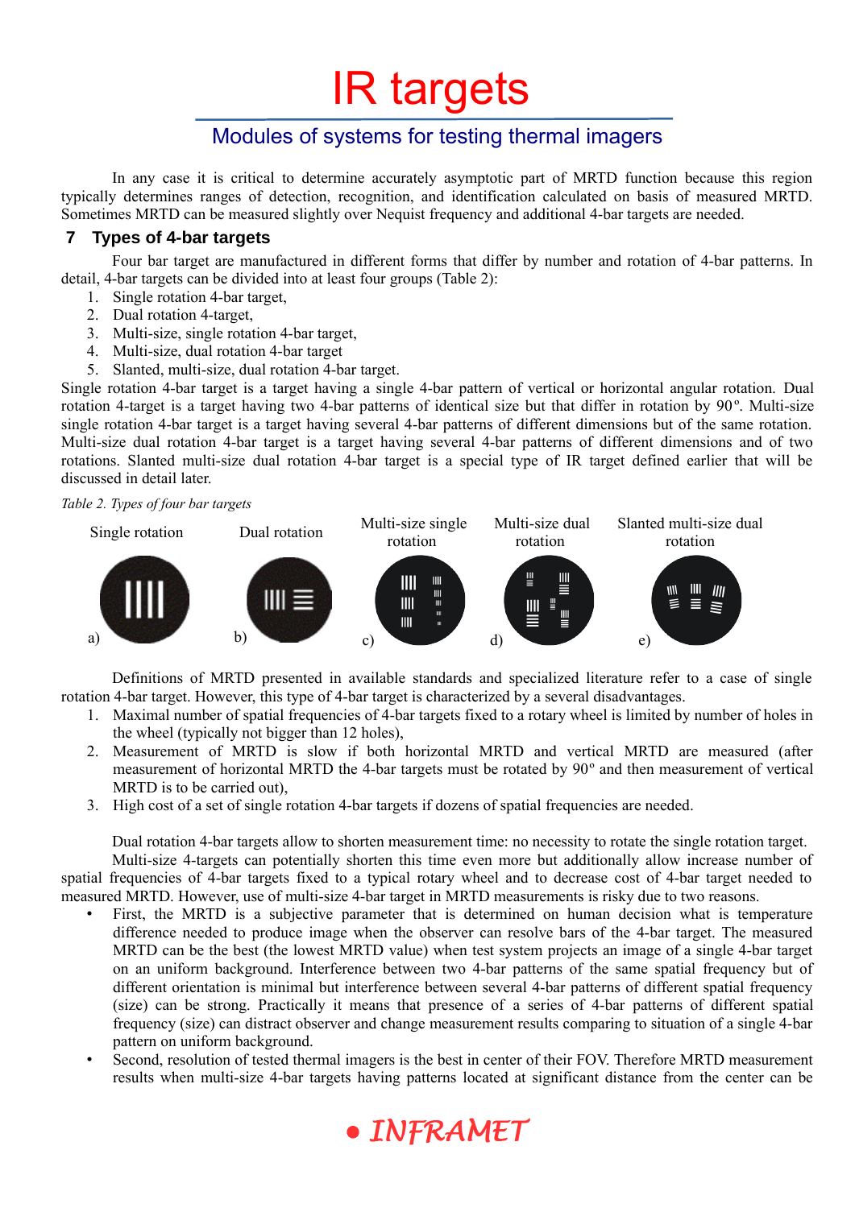In any case it is critical to determine accurately asymptotic part of MRTD function because this region typically determines ranges of detection, recognition, and identification calculated on basis of measured MRTD. Sometimes MRTD can be measured slightly over Nequist frequency and additional 4-bar targets are needed.

## 7 Types of 4-bar targets

Four bar target are manufactured in different forms that differ by number and rotation of 4-bar patterns. In detail, 4-bar targets can be divided into at least four groups (Table 2):

1. Single rotation 4-bar target,
2. Dual rotation 4-target,
3. Multi-size, single rotation 4-bar target,
4. Multi-size, dual rotation 4-bar target
5. Slanted, multi-size, dual rotation 4-bar target.

Single rotation 4-bar target is a target having a single 4-bar pattern of vertical or horizontal angular rotation. Dual rotation 4-target is a target having two 4-bar patterns of identical size but that differ in rotation by 90º. Multi-size single rotation 4-bar target is a target having several 4-bar patterns of different dimensions but of the same rotation. Multi-size dual rotation 4-bar target is a target having several 4-bar patterns of different dimensions and of two rotations. Slanted multi-size dual rotation 4-bar target is a special type of IR target defined earlier that will be discussed in detail later.

*Table 2. Types of four bar targets*

| Single rotation | Dual rotation | Multi-size single rotation | Multi-size dual rotation | Slanted multi-size dual rotation |
|---|---|---|---|---|
| a) | b) | c) | d) | e) |

Definitions of MRTD presented in available standards and specialized literature refer to a case of single rotation 4-bar target. However, this type of 4-bar target is characterized by a several disadvantages.

1. Maximal number of spatial frequencies of 4-bar targets fixed to a rotary wheel is limited by number of holes in the wheel (typically not bigger than 12 holes),
2. Measurement of MRTD is slow if both horizontal MRTD and vertical MRTD are measured (after measurement of horizontal MRTD the 4-bar targets must be rotated by 90º and then measurement of vertical MRTD is to be carried out),
3. High cost of a set of single rotation 4-bar targets if dozens of spatial frequencies are needed.

Dual rotation 4-bar targets allow to shorten measurement time: no necessity to rotate the single rotation target.

Multi-size 4-targets can potentially shorten this time even more but additionally allow increase number of spatial frequencies of 4-bar targets fixed to a typical rotary wheel and to decrease cost of 4-bar target needed to measured MRTD. However, use of multi-size 4-bar target in MRTD measurements is risky due to two reasons.

- First, the MRTD is a subjective parameter that is determined on human decision what is temperature difference needed to produce image when the observer can resolve bars of the 4-bar target. The measured MRTD can be the best (the lowest MRTD value) when test system projects an image of a single 4-bar target on an uniform background. Interference between two 4-bar patterns of the same spatial frequency but of different orientation is minimal but interference between several 4-bar patterns of different spatial frequency (size) can be strong. Practically it means that presence of a series of 4-bar patterns of different spatial frequency (size) can distract observer and change measurement results comparing to situation of a single 4-bar pattern on uniform background.
- Second, resolution of tested thermal imagers is the best in center of their FOV. Therefore MRTD measurement results when multi-size 4-bar targets having patterns located at significant distance from the center can be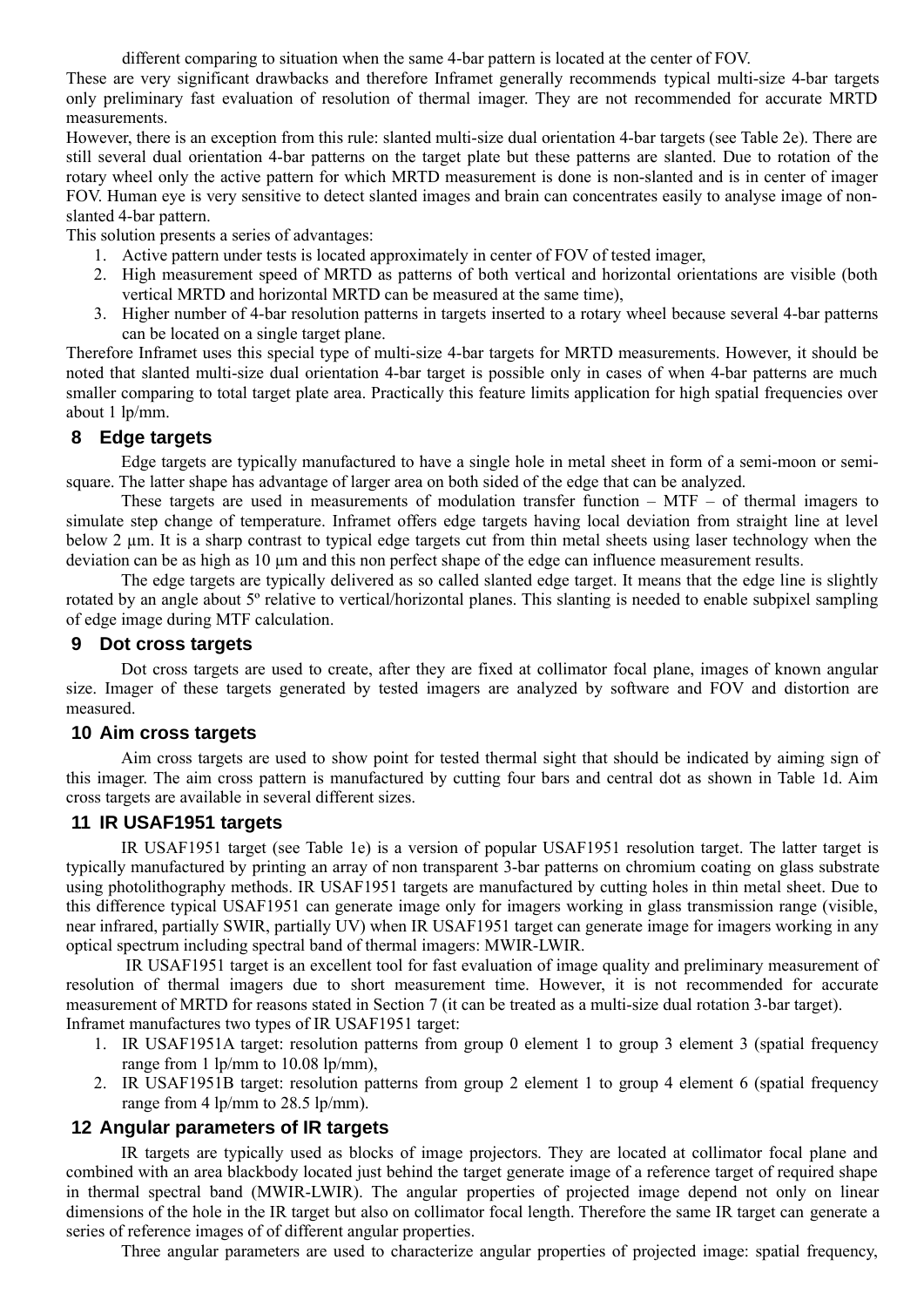different comparing to situation when the same 4-bar pattern is located at the center of FOV.

These are very significant drawbacks and therefore Inframet generally recommends typical multi-size 4-bar targets only preliminary fast evaluation of resolution of thermal imager. They are not recommended for accurate MRTD measurements.

However, there is an exception from this rule: slanted multi-size dual orientation 4-bar targets (see Table 2e). There are still several dual orientation 4-bar patterns on the target plate but these patterns are slanted. Due to rotation of the rotary wheel only the active pattern for which MRTD measurement is done is non-slanted and is in center of imager FOV. Human eye is very sensitive to detect slanted images and brain can concentrates easily to analyse image of non-slanted 4-bar pattern.

This solution presents a series of advantages:

1. Active pattern under tests is located approximately in center of FOV of tested imager,
2. High measurement speed of MRTD as patterns of both vertical and horizontal orientations are visible (both vertical MRTD and horizontal MRTD can be measured at the same time),
3. Higher number of 4-bar resolution patterns in targets inserted to a rotary wheel because several 4-bar patterns can be located on a single target plane.

Therefore Inframet uses this special type of multi-size 4-bar targets for MRTD measurements. However, it should be noted that slanted multi-size dual orientation 4-bar target is possible only in cases of when 4-bar patterns are much smaller comparing to total target plate area. Practically this feature limits application for high spatial frequencies over about 1 lp/mm.

## 8 Edge targets

Edge targets are typically manufactured to have a single hole in metal sheet in form of a semi-moon or semi-square. The latter shape has advantage of larger area on both sided of the edge that can be analyzed.

These targets are used in measurements of modulation transfer function – MTF – of thermal imagers to simulate step change of temperature. Inframet offers edge targets having local deviation from straight line at level below 2 μm. It is a sharp contrast to typical edge targets cut from thin metal sheets using laser technology when the deviation can be as high as 10 μm and this non perfect shape of the edge can influence measurement results.

The edge targets are typically delivered as so called slanted edge target. It means that the edge line is slightly rotated by an angle about 5º relative to vertical/horizontal planes. This slanting is needed to enable subpixel sampling of edge image during MTF calculation.

## 9 Dot cross targets

Dot cross targets are used to create, after they are fixed at collimator focal plane, images of known angular size. Imager of these targets generated by tested imagers are analyzed by software and FOV and distortion are measured.

## 10 Aim cross targets

Aim cross targets are used to show point for tested thermal sight that should be indicated by aiming sign of this imager. The aim cross pattern is manufactured by cutting four bars and central dot as shown in Table 1d. Aim cross targets are available in several different sizes.

## 11 IR USAF1951 targets

IR USAF1951 target (see Table 1e) is a version of popular USAF1951 resolution target. The latter target is typically manufactured by printing an array of non transparent 3-bar patterns on chromium coating on glass substrate using photolithography methods. IR USAF1951 targets are manufactured by cutting holes in thin metal sheet. Due to this difference typical USAF1951 can generate image only for imagers working in glass transmission range (visible, near infrared, partially SWIR, partially UV) when IR USAF1951 target can generate image for imagers working in any optical spectrum including spectral band of thermal imagers: MWIR-LWIR.

IR USAF1951 target is an excellent tool for fast evaluation of image quality and preliminary measurement of resolution of thermal imagers due to short measurement time. However, it is not recommended for accurate measurement of MRTD for reasons stated in Section 7 (it can be treated as a multi-size dual rotation 3-bar target).

Inframet manufactures two types of IR USAF1951 target:

1. IR USAF1951A target: resolution patterns from group 0 element 1 to group 3 element 3 (spatial frequency range from 1 lp/mm to 10.08 lp/mm),
2. IR USAF1951B target: resolution patterns from group 2 element 1 to group 4 element 6 (spatial frequency range from 4 lp/mm to 28.5 lp/mm).

## 12 Angular parameters of IR targets

IR targets are typically used as blocks of image projectors. They are located at collimator focal plane and combined with an area blackbody located just behind the target generate image of a reference target of required shape in thermal spectral band (MWIR-LWIR). The angular properties of projected image depend not only on linear dimensions of the hole in the IR target but also on collimator focal length. Therefore the same IR target can generate a series of reference images of of different angular properties.

Three angular parameters are used to characterize angular properties of projected image: spatial frequency,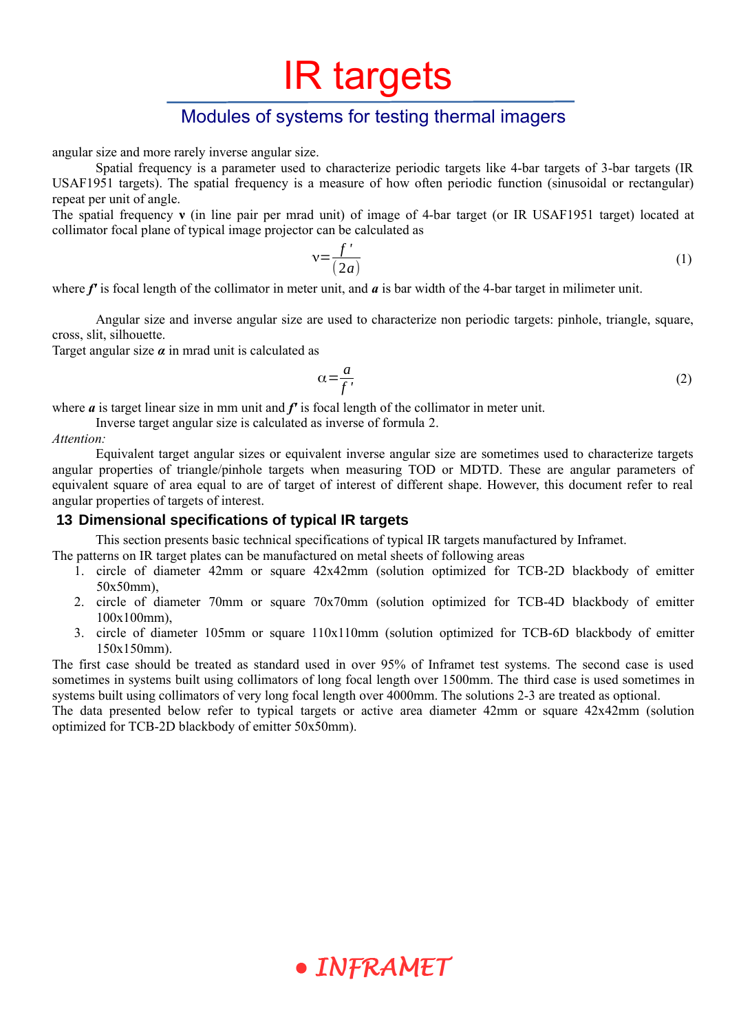angular size and more rarely inverse angular size.

Spatial frequency is a parameter used to characterize periodic targets like 4-bar targets of 3-bar targets (IR USAF1951 targets). The spatial frequency is a measure of how often periodic function (sinusoidal or rectangular) repeat per unit of angle.

The spatial frequency **ν** (in line pair per mrad unit) of image of 4-bar target (or IR USAF1951 target) located at collimator focal plane of typical image projector can be calculated as

$$\nu = \frac{f'}{(2a)} \tag{1}$$

where ***f'*** is focal length of the collimator in meter unit, and ***a*** is bar width of the 4-bar target in milimeter unit.

Angular size and inverse angular size are used to characterize non periodic targets: pinhole, triangle, square, cross, slit, silhouette.

Target angular size ***α*** in mrad unit is calculated as

$$\alpha = \frac{a}{f'} \tag{2}$$

where ***a*** is target linear size in mm unit and ***f'*** is focal length of the collimator in meter unit.

Inverse target angular size is calculated as inverse of formula 2.

*Attention:*

Equivalent target angular sizes or equivalent inverse angular size are sometimes used to characterize targets angular properties of triangle/pinhole targets when measuring TOD or MDTD. These are angular parameters of equivalent square of area equal to are of target of interest of different shape. However, this document refer to real angular properties of targets of interest.

## 13 Dimensional specifications of typical IR targets

This section presents basic technical specifications of typical IR targets manufactured by Inframet.

The patterns on IR target plates can be manufactured on metal sheets of following areas

1. circle of diameter 42mm or square 42x42mm (solution optimized for TCB-2D blackbody of emitter 50x50mm),
2. circle of diameter 70mm or square 70x70mm (solution optimized for TCB-4D blackbody of emitter 100x100mm),
3. circle of diameter 105mm or square 110x110mm (solution optimized for TCB-6D blackbody of emitter 150x150mm).

The first case should be treated as standard used in over 95% of Inframet test systems. The second case is used sometimes in systems built using collimators of long focal length over 1500mm. The third case is used sometimes in systems built using collimators of very long focal length over 4000mm. The solutions 2-3 are treated as optional.

The data presented below refer to typical targets or active area diameter 42mm or square 42x42mm (solution optimized for TCB-2D blackbody of emitter 50x50mm).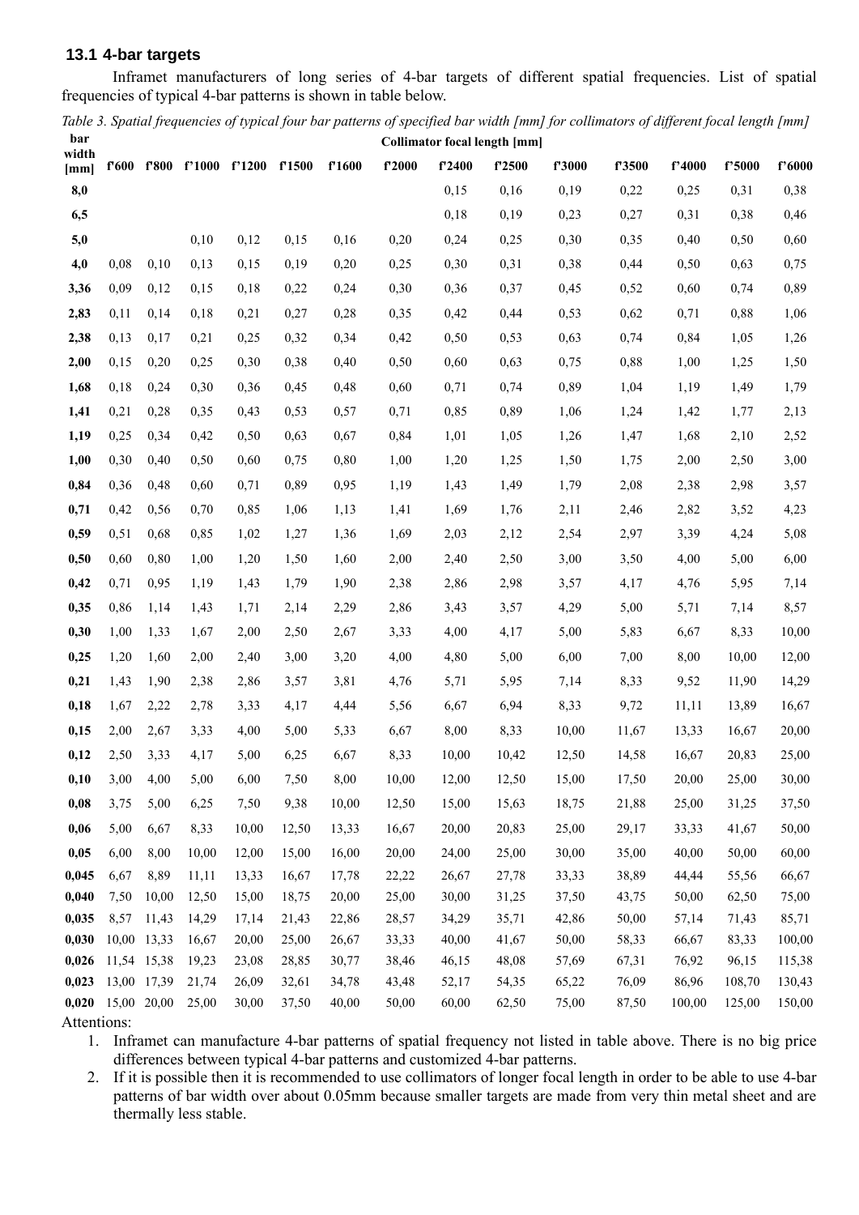### 13.1 4-bar targets

Inframet manufacturers of long series of 4-bar targets of different spatial frequencies. List of spatial frequencies of typical 4-bar patterns is shown in table below.

*Table 3. Spatial frequencies of typical four bar patterns of specified bar width [mm] for collimators of different focal length [mm]*

| bar width [mm] | Collimator focal length [mm] | | | | | | | | | | | | | |
|---|---|---|---|---|---|---|---|---|---|---|---|---|---|---|
| | f'600 | f'800 | f'1000 | f'1200 | f'1500 | f'1600 | f'2000 | f'2400 | f'2500 | f'3000 | f'3500 | f'4000 | f'5000 | f'6000 |
| **8,0** | | | | | | | | 0,15 | 0,16 | 0,19 | 0,22 | 0,25 | 0,31 | 0,38 |
| **6,5** | | | | | | | | 0,18 | 0,19 | 0,23 | 0,27 | 0,31 | 0,38 | 0,46 |
| **5,0** | | | 0,10 | 0,12 | 0,15 | 0,16 | 0,20 | 0,24 | 0,25 | 0,30 | 0,35 | 0,40 | 0,50 | 0,60 |
| **4,0** | 0,08 | 0,10 | 0,13 | 0,15 | 0,19 | 0,20 | 0,25 | 0,30 | 0,31 | 0,38 | 0,44 | 0,50 | 0,63 | 0,75 |
| **3,36** | 0,09 | 0,12 | 0,15 | 0,18 | 0,22 | 0,24 | 0,30 | 0,36 | 0,37 | 0,45 | 0,52 | 0,60 | 0,74 | 0,89 |
| **2,83** | 0,11 | 0,14 | 0,18 | 0,21 | 0,27 | 0,28 | 0,35 | 0,42 | 0,44 | 0,53 | 0,62 | 0,71 | 0,88 | 1,06 |
| **2,38** | 0,13 | 0,17 | 0,21 | 0,25 | 0,32 | 0,34 | 0,42 | 0,50 | 0,53 | 0,63 | 0,74 | 0,84 | 1,05 | 1,26 |
| **2,00** | 0,15 | 0,20 | 0,25 | 0,30 | 0,38 | 0,40 | 0,50 | 0,60 | 0,63 | 0,75 | 0,88 | 1,00 | 1,25 | 1,50 |
| **1,68** | 0,18 | 0,24 | 0,30 | 0,36 | 0,45 | 0,48 | 0,60 | 0,71 | 0,74 | 0,89 | 1,04 | 1,19 | 1,49 | 1,79 |
| **1,41** | 0,21 | 0,28 | 0,35 | 0,43 | 0,53 | 0,57 | 0,71 | 0,85 | 0,89 | 1,06 | 1,24 | 1,42 | 1,77 | 2,13 |
| **1,19** | 0,25 | 0,34 | 0,42 | 0,50 | 0,63 | 0,67 | 0,84 | 1,01 | 1,05 | 1,26 | 1,47 | 1,68 | 2,10 | 2,52 |
| **1,00** | 0,30 | 0,40 | 0,50 | 0,60 | 0,75 | 0,80 | 1,00 | 1,20 | 1,25 | 1,50 | 1,75 | 2,00 | 2,50 | 3,00 |
| **0,84** | 0,36 | 0,48 | 0,60 | 0,71 | 0,89 | 0,95 | 1,19 | 1,43 | 1,49 | 1,79 | 2,08 | 2,38 | 2,98 | 3,57 |
| **0,71** | 0,42 | 0,56 | 0,70 | 0,85 | 1,06 | 1,13 | 1,41 | 1,69 | 1,76 | 2,11 | 2,46 | 2,82 | 3,52 | 4,23 |
| **0,59** | 0,51 | 0,68 | 0,85 | 1,02 | 1,27 | 1,36 | 1,69 | 2,03 | 2,12 | 2,54 | 2,97 | 3,39 | 4,24 | 5,08 |
| **0,50** | 0,60 | 0,80 | 1,00 | 1,20 | 1,50 | 1,60 | 2,00 | 2,40 | 2,50 | 3,00 | 3,50 | 4,00 | 5,00 | 6,00 |
| **0,42** | 0,71 | 0,95 | 1,19 | 1,43 | 1,79 | 1,90 | 2,38 | 2,86 | 2,98 | 3,57 | 4,17 | 4,76 | 5,95 | 7,14 |
| **0,35** | 0,86 | 1,14 | 1,43 | 1,71 | 2,14 | 2,29 | 2,86 | 3,43 | 3,57 | 4,29 | 5,00 | 5,71 | 7,14 | 8,57 |
| **0,30** | 1,00 | 1,33 | 1,67 | 2,00 | 2,50 | 2,67 | 3,33 | 4,00 | 4,17 | 5,00 | 5,83 | 6,67 | 8,33 | 10,00 |
| **0,25** | 1,20 | 1,60 | 2,00 | 2,40 | 3,00 | 3,20 | 4,00 | 4,80 | 5,00 | 6,00 | 7,00 | 8,00 | 10,00 | 12,00 |
| **0,21** | 1,43 | 1,90 | 2,38 | 2,86 | 3,57 | 3,81 | 4,76 | 5,71 | 5,95 | 7,14 | 8,33 | 9,52 | 11,90 | 14,29 |
| **0,18** | 1,67 | 2,22 | 2,78 | 3,33 | 4,17 | 4,44 | 5,56 | 6,67 | 6,94 | 8,33 | 9,72 | 11,11 | 13,89 | 16,67 |
| **0,15** | 2,00 | 2,67 | 3,33 | 4,00 | 5,00 | 5,33 | 6,67 | 8,00 | 8,33 | 10,00 | 11,67 | 13,33 | 16,67 | 20,00 |
| **0,12** | 2,50 | 3,33 | 4,17 | 5,00 | 6,25 | 6,67 | 8,33 | 10,00 | 10,42 | 12,50 | 14,58 | 16,67 | 20,83 | 25,00 |
| **0,10** | 3,00 | 4,00 | 5,00 | 6,00 | 7,50 | 8,00 | 10,00 | 12,00 | 12,50 | 15,00 | 17,50 | 20,00 | 25,00 | 30,00 |
| **0,08** | 3,75 | 5,00 | 6,25 | 7,50 | 9,38 | 10,00 | 12,50 | 15,00 | 15,63 | 18,75 | 21,88 | 25,00 | 31,25 | 37,50 |
| **0,06** | 5,00 | 6,67 | 8,33 | 10,00 | 12,50 | 13,33 | 16,67 | 20,00 | 20,83 | 25,00 | 29,17 | 33,33 | 41,67 | 50,00 |
| **0,05** | 6,00 | 8,00 | 10,00 | 12,00 | 15,00 | 16,00 | 20,00 | 24,00 | 25,00 | 30,00 | 35,00 | 40,00 | 50,00 | 60,00 |
| **0,045** | 6,67 | 8,89 | 11,11 | 13,33 | 16,67 | 17,78 | 22,22 | 26,67 | 27,78 | 33,33 | 38,89 | 44,44 | 55,56 | 66,67 |
| **0,040** | 7,50 | 10,00 | 12,50 | 15,00 | 18,75 | 20,00 | 25,00 | 30,00 | 31,25 | 37,50 | 43,75 | 50,00 | 62,50 | 75,00 |
| **0,035** | 8,57 | 11,43 | 14,29 | 17,14 | 21,43 | 22,86 | 28,57 | 34,29 | 35,71 | 42,86 | 50,00 | 57,14 | 71,43 | 85,71 |
| **0,030** | 10,00 | 13,33 | 16,67 | 20,00 | 25,00 | 26,67 | 33,33 | 40,00 | 41,67 | 50,00 | 58,33 | 66,67 | 83,33 | 100,00 |
| **0,026** | 11,54 | 15,38 | 19,23 | 23,08 | 28,85 | 30,77 | 38,46 | 46,15 | 48,08 | 57,69 | 67,31 | 76,92 | 96,15 | 115,38 |
| **0,023** | 13,00 | 17,39 | 21,74 | 26,09 | 32,61 | 34,78 | 43,48 | 52,17 | 54,35 | 65,22 | 76,09 | 86,96 | 108,70 | 130,43 |
| **0,020** | 15,00 | 20,00 | 25,00 | 30,00 | 37,50 | 40,00 | 50,00 | 60,00 | 62,50 | 75,00 | 87,50 | 100,00 | 125,00 | 150,00 |

Attentions:

1. Inframet can manufacture 4-bar patterns of spatial frequency not listed in table above. There is no big price differences between typical 4-bar patterns and customized 4-bar patterns.
2. If it is possible then it is recommended to use collimators of longer focal length in order to be able to use 4-bar patterns of bar width over about 0.05mm because smaller targets are made from very thin metal sheet and are thermally less stable.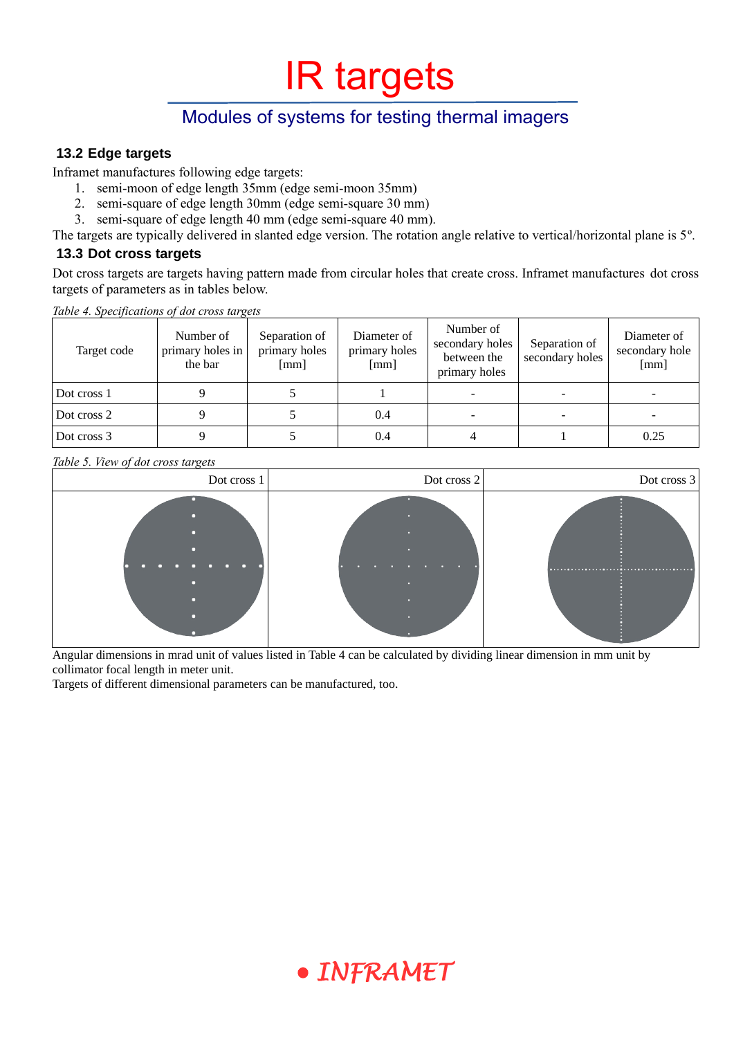# IR targets

## Modules of systems for testing thermal imagers

### 13.2 Edge targets

Inframet manufactures following edge targets:

1. semi-moon of edge length 35mm (edge semi-moon 35mm)
2. semi-square of edge length 30mm (edge semi-square 30 mm)
3. semi-square of edge length 40 mm (edge semi-square 40 mm).

The targets are typically delivered in slanted edge version. The rotation angle relative to vertical/horizontal plane is 5º.

### 13.3 Dot cross targets

Dot cross targets are targets having pattern made from circular holes that create cross. Inframet manufactures dot cross targets of parameters as in tables below.

*Table 4. Specifications of dot cross targets*

| Target code | Number of primary holes in the bar | Separation of primary holes [mm] | Diameter of primary holes [mm] | Number of secondary holes between the primary holes | Separation of secondary holes | Diameter of secondary hole [mm] |
|---|---|---|---|---|---|---|
| Dot cross 1 | 9 | 5 | 1 | - | - | - |
| Dot cross 2 | 9 | 5 | 0.4 | - | - | - |
| Dot cross 3 | 9 | 5 | 0.4 | 4 | 1 | 0.25 |

*Table 5. View of dot cross targets*

| Dot cross 1 | Dot cross 2 | Dot cross 3 |
|---|---|---|
| | | |

Angular dimensions in mrad unit of values listed in Table 4 can be calculated by dividing linear dimension in mm unit by collimator focal length in meter unit.
Targets of different dimensional parameters can be manufactured, too.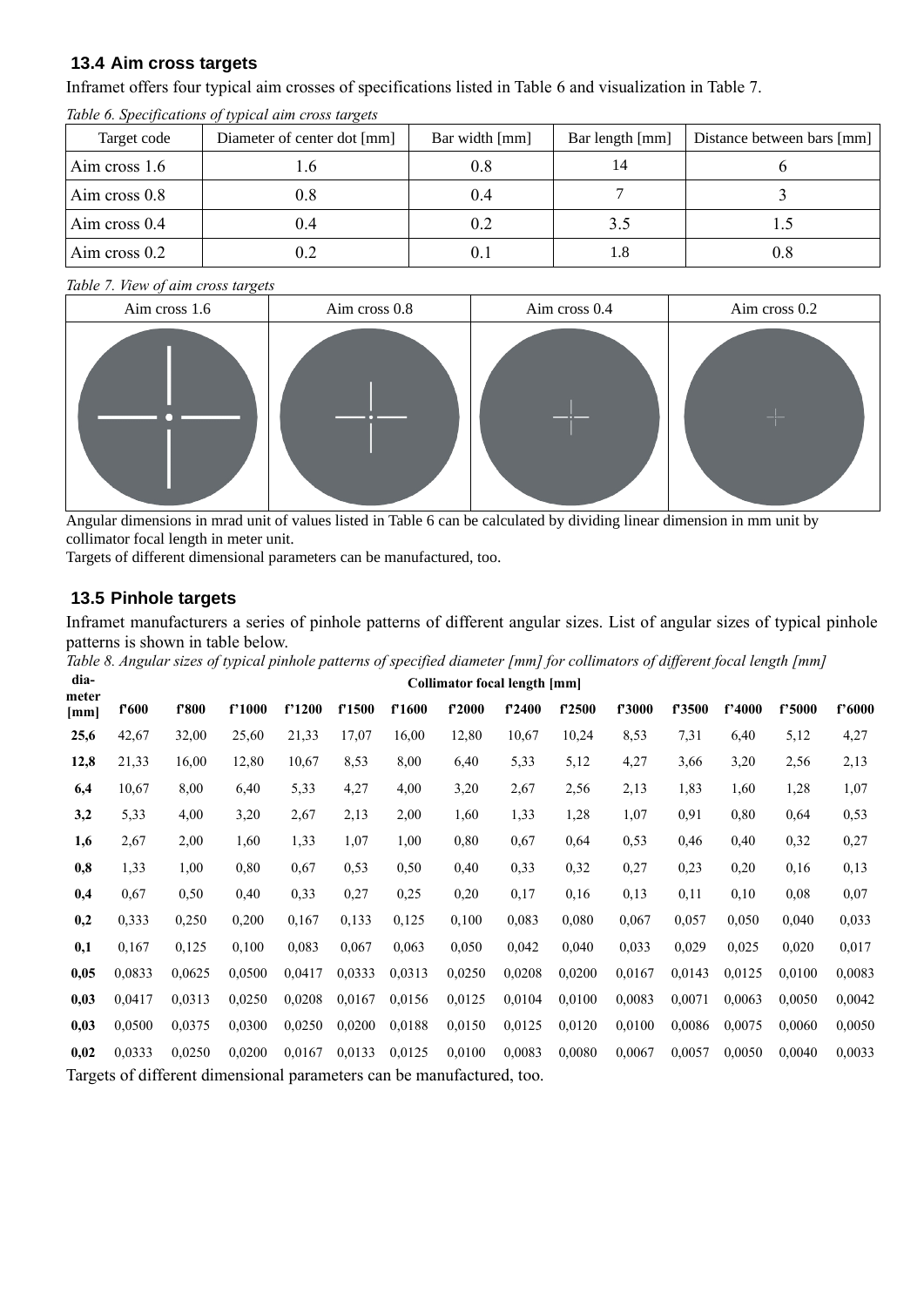## 13.4 Aim cross targets

Inframet offers four typical aim crosses of specifications listed in Table 6 and visualization in Table 7.

*Table 6. Specifications of typical aim cross targets*

| Target code | Diameter of center dot [mm] | Bar width [mm] | Bar length [mm] | Distance between bars [mm] |
|---|---|---|---|---|
| Aim cross 1.6 | 1.6 | 0.8 | 14 | 6 |
| Aim cross 0.8 | 0.8 | 0.4 | 7 | 3 |
| Aim cross 0.4 | 0.4 | 0.2 | 3.5 | 1.5 |
| Aim cross 0.2 | 0.2 | 0.1 | 1.8 | 0.8 |

*Table 7. View of aim cross targets*

| Aim cross 1.6 | Aim cross 0.8 | Aim cross 0.4 | Aim cross 0.2 |
|---|---|---|---|
| | | | |

Angular dimensions in mrad unit of values listed in Table 6 can be calculated by dividing linear dimension in mm unit by collimator focal length in meter unit.

Targets of different dimensional parameters can be manufactured, too.

## 13.5 Pinhole targets

Inframet manufacturers a series of pinhole patterns of different angular sizes. List of angular sizes of typical pinhole patterns is shown in table below.

*Table 8. Angular sizes of typical pinhole patterns of specified diameter [mm] for collimators of different focal length [mm]*

| dia-meter [mm] | Collimator focal length [mm] | | | | | | | | | | | | | |
|---|---|---|---|---|---|---|---|---|---|---|---|---|---|---|
| | f'600 | f'800 | f'1000 | f'1200 | f'1500 | f'1600 | f'2000 | f'2400 | f'2500 | f'3000 | f'3500 | f'4000 | f'5000 | f'6000 |
| **25,6** | 42,67 | 32,00 | 25,60 | 21,33 | 17,07 | 16,00 | 12,80 | 10,67 | 10,24 | 8,53 | 7,31 | 6,40 | 5,12 | 4,27 |
| **12,8** | 21,33 | 16,00 | 12,80 | 10,67 | 8,53 | 8,00 | 6,40 | 5,33 | 5,12 | 4,27 | 3,66 | 3,20 | 2,56 | 2,13 |
| **6,4** | 10,67 | 8,00 | 6,40 | 5,33 | 4,27 | 4,00 | 3,20 | 2,67 | 2,56 | 2,13 | 1,83 | 1,60 | 1,28 | 1,07 |
| **3,2** | 5,33 | 4,00 | 3,20 | 2,67 | 2,13 | 2,00 | 1,60 | 1,33 | 1,28 | 1,07 | 0,91 | 0,80 | 0,64 | 0,53 |
| **1,6** | 2,67 | 2,00 | 1,60 | 1,33 | 1,07 | 1,00 | 0,80 | 0,67 | 0,64 | 0,53 | 0,46 | 0,40 | 0,32 | 0,27 |
| **0,8** | 1,33 | 1,00 | 0,80 | 0,67 | 0,53 | 0,50 | 0,40 | 0,33 | 0,32 | 0,27 | 0,23 | 0,20 | 0,16 | 0,13 |
| **0,4** | 0,67 | 0,50 | 0,40 | 0,33 | 0,27 | 0,25 | 0,20 | 0,17 | 0,16 | 0,13 | 0,11 | 0,10 | 0,08 | 0,07 |
| **0,2** | 0,333 | 0,250 | 0,200 | 0,167 | 0,133 | 0,125 | 0,100 | 0,083 | 0,080 | 0,067 | 0,057 | 0,050 | 0,040 | 0,033 |
| **0,1** | 0,167 | 0,125 | 0,100 | 0,083 | 0,067 | 0,063 | 0,050 | 0,042 | 0,040 | 0,033 | 0,029 | 0,025 | 0,020 | 0,017 |
| **0,05** | 0,0833 | 0,0625 | 0,0500 | 0,0417 | 0,0333 | 0,0313 | 0,0250 | 0,0208 | 0,0200 | 0,0167 | 0,0143 | 0,0125 | 0,0100 | 0,0083 |
| **0,03** | 0,0417 | 0,0313 | 0,0250 | 0,0208 | 0,0167 | 0,0156 | 0,0125 | 0,0104 | 0,0100 | 0,0083 | 0,0071 | 0,0063 | 0,0050 | 0,0042 |
| **0,03** | 0,0500 | 0,0375 | 0,0300 | 0,0250 | 0,0200 | 0,0188 | 0,0150 | 0,0125 | 0,0120 | 0,0100 | 0,0086 | 0,0075 | 0,0060 | 0,0050 |
| **0,02** | 0,0333 | 0,0250 | 0,0200 | 0,0167 | 0,0133 | 0,0125 | 0,0100 | 0,0083 | 0,0080 | 0,0067 | 0,0057 | 0,0050 | 0,0040 | 0,0033 |

Targets of different dimensional parameters can be manufactured, too.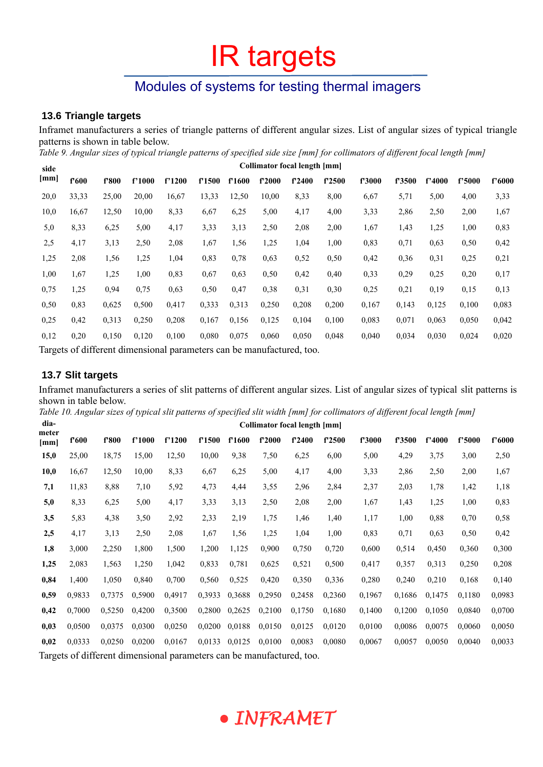# IR targets

## Modules of systems for testing thermal imagers

### 13.6 Triangle targets

Inframet manufacturers a series of triangle patterns of different angular sizes. List of angular sizes of typical triangle patterns is shown in table below.

*Table 9. Angular sizes of typical triangle patterns of specified side size [mm] for collimators of different focal length [mm]*

| side [mm] | Collimator focal length [mm] | | | | | | | | | | | | | |
|---|---|---|---|---|---|---|---|---|---|---|---|---|---|---|
| | f'600 | f'800 | f'1000 | f'1200 | f'1500 | f'1600 | f'2000 | f'2400 | f'2500 | f'3000 | f'3500 | f'4000 | f'5000 | f'6000 |
| 20,0 | 33,33 | 25,00 | 20,00 | 16,67 | 13,33 | 12,50 | 10,00 | 8,33 | 8,00 | 6,67 | 5,71 | 5,00 | 4,00 | 3,33 |
| 10,0 | 16,67 | 12,50 | 10,00 | 8,33 | 6,67 | 6,25 | 5,00 | 4,17 | 4,00 | 3,33 | 2,86 | 2,50 | 2,00 | 1,67 |
| 5,0 | 8,33 | 6,25 | 5,00 | 4,17 | 3,33 | 3,13 | 2,50 | 2,08 | 2,00 | 1,67 | 1,43 | 1,25 | 1,00 | 0,83 |
| 2,5 | 4,17 | 3,13 | 2,50 | 2,08 | 1,67 | 1,56 | 1,25 | 1,04 | 1,00 | 0,83 | 0,71 | 0,63 | 0,50 | 0,42 |
| 1,25 | 2,08 | 1,56 | 1,25 | 1,04 | 0,83 | 0,78 | 0,63 | 0,52 | 0,50 | 0,42 | 0,36 | 0,31 | 0,25 | 0,21 |
| 1,00 | 1,67 | 1,25 | 1,00 | 0,83 | 0,67 | 0,63 | 0,50 | 0,42 | 0,40 | 0,33 | 0,29 | 0,25 | 0,20 | 0,17 |
| 0,75 | 1,25 | 0,94 | 0,75 | 0,63 | 0,50 | 0,47 | 0,38 | 0,31 | 0,30 | 0,25 | 0,21 | 0,19 | 0,15 | 0,13 |
| 0,50 | 0,83 | 0,625 | 0,500 | 0,417 | 0,333 | 0,313 | 0,250 | 0,208 | 0,200 | 0,167 | 0,143 | 0,125 | 0,100 | 0,083 |
| 0,25 | 0,42 | 0,313 | 0,250 | 0,208 | 0,167 | 0,156 | 0,125 | 0,104 | 0,100 | 0,083 | 0,071 | 0,063 | 0,050 | 0,042 |
| 0,12 | 0,20 | 0,150 | 0,120 | 0,100 | 0,080 | 0,075 | 0,060 | 0,050 | 0,048 | 0,040 | 0,034 | 0,030 | 0,024 | 0,020 |

Targets of different dimensional parameters can be manufactured, too.

### 13.7 Slit targets

Inframet manufacturers a series of slit patterns of different angular sizes. List of angular sizes of typical slit patterns is shown in table below.

*Table 10. Angular sizes of typical slit patterns of specified slit width [mm] for collimators of different focal length [mm]*

| diameter [mm] | Collimator focal length [mm] | | | | | | | | | | | | | |
|---|---|---|---|---|---|---|---|---|---|---|---|---|---|---|
| | f'600 | f'800 | f'1000 | f'1200 | f'1500 | f'1600 | f'2000 | f'2400 | f'2500 | f'3000 | f'3500 | f'4000 | f'5000 | f'6000 |
| **15,0** | 25,00 | 18,75 | 15,00 | 12,50 | 10,00 | 9,38 | 7,50 | 6,25 | 6,00 | 5,00 | 4,29 | 3,75 | 3,00 | 2,50 |
| **10,0** | 16,67 | 12,50 | 10,00 | 8,33 | 6,67 | 6,25 | 5,00 | 4,17 | 4,00 | 3,33 | 2,86 | 2,50 | 2,00 | 1,67 |
| **7,1** | 11,83 | 8,88 | 7,10 | 5,92 | 4,73 | 4,44 | 3,55 | 2,96 | 2,84 | 2,37 | 2,03 | 1,78 | 1,42 | 1,18 |
| **5,0** | 8,33 | 6,25 | 5,00 | 4,17 | 3,33 | 3,13 | 2,50 | 2,08 | 2,00 | 1,67 | 1,43 | 1,25 | 1,00 | 0,83 |
| **3,5** | 5,83 | 4,38 | 3,50 | 2,92 | 2,33 | 2,19 | 1,75 | 1,46 | 1,40 | 1,17 | 1,00 | 0,88 | 0,70 | 0,58 |
| **2,5** | 4,17 | 3,13 | 2,50 | 2,08 | 1,67 | 1,56 | 1,25 | 1,04 | 1,00 | 0,83 | 0,71 | 0,63 | 0,50 | 0,42 |
| **1,8** | 3,000 | 2,250 | 1,800 | 1,500 | 1,200 | 1,125 | 0,900 | 0,750 | 0,720 | 0,600 | 0,514 | 0,450 | 0,360 | 0,300 |
| **1,25** | 2,083 | 1,563 | 1,250 | 1,042 | 0,833 | 0,781 | 0,625 | 0,521 | 0,500 | 0,417 | 0,357 | 0,313 | 0,250 | 0,208 |
| **0,84** | 1,400 | 1,050 | 0,840 | 0,700 | 0,560 | 0,525 | 0,420 | 0,350 | 0,336 | 0,280 | 0,240 | 0,210 | 0,168 | 0,140 |
| **0,59** | 0,9833 | 0,7375 | 0,5900 | 0,4917 | 0,3933 | 0,3688 | 0,2950 | 0,2458 | 0,2360 | 0,1967 | 0,1686 | 0,1475 | 0,1180 | 0,0983 |
| **0,42** | 0,7000 | 0,5250 | 0,4200 | 0,3500 | 0,2800 | 0,2625 | 0,2100 | 0,1750 | 0,1680 | 0,1400 | 0,1200 | 0,1050 | 0,0840 | 0,0700 |
| **0,03** | 0,0500 | 0,0375 | 0,0300 | 0,0250 | 0,0200 | 0,0188 | 0,0150 | 0,0125 | 0,0120 | 0,0100 | 0,0086 | 0,0075 | 0,0060 | 0,0050 |
| **0,02** | 0,0333 | 0,0250 | 0,0200 | 0,0167 | 0,0133 | 0,0125 | 0,0100 | 0,0083 | 0,0080 | 0,0067 | 0,0057 | 0,0050 | 0,0040 | 0,0033 |

Targets of different dimensional parameters can be manufactured, too.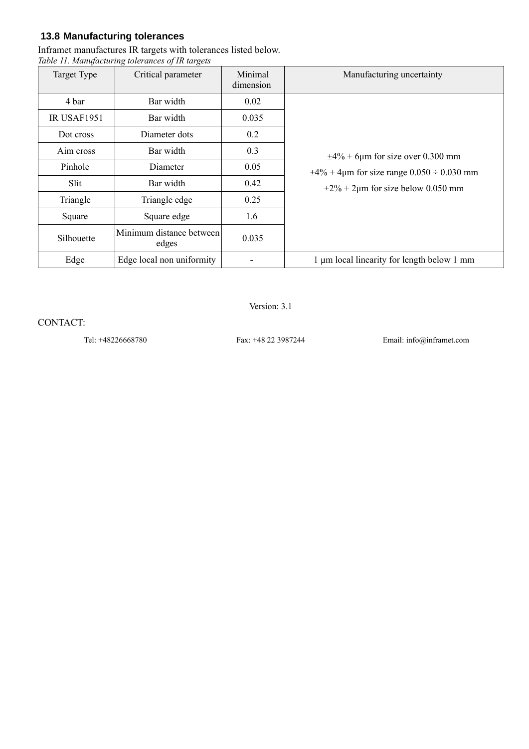### 13.8 Manufacturing tolerances

Inframet manufactures IR targets with tolerances listed below.

*Table 11. Manufacturing tolerances of IR targets*

| Target Type | Critical parameter | Minimal dimension | Manufacturing uncertainty |
|---|---|---|---|
| 4 bar | Bar width | 0.02 | ±4% + 6μm for size over 0.300 mm<br>±4% + 4μm for size range 0.050 ÷ 0.030 mm<br>±2% + 2μm for size below 0.050 mm |
| IR USAF1951 | Bar width | 0.035 | |
| Dot cross | Diameter dots | 0.2 | |
| Aim cross | Bar width | 0.3 | |
| Pinhole | Diameter | 0.05 | |
| Slit | Bar width | 0.42 | |
| Triangle | Triangle edge | 0.25 | |
| Square | Square edge | 1.6 | |
| Silhouette | Minimum distance between edges | 0.035 | |
| Edge | Edge local non uniformity | - | 1 μm local linearity for length below 1 mm |

Version: 3.1

CONTACT:

Tel: +48226668780 Fax: +48 22 3987244 Email: info@inframet.com